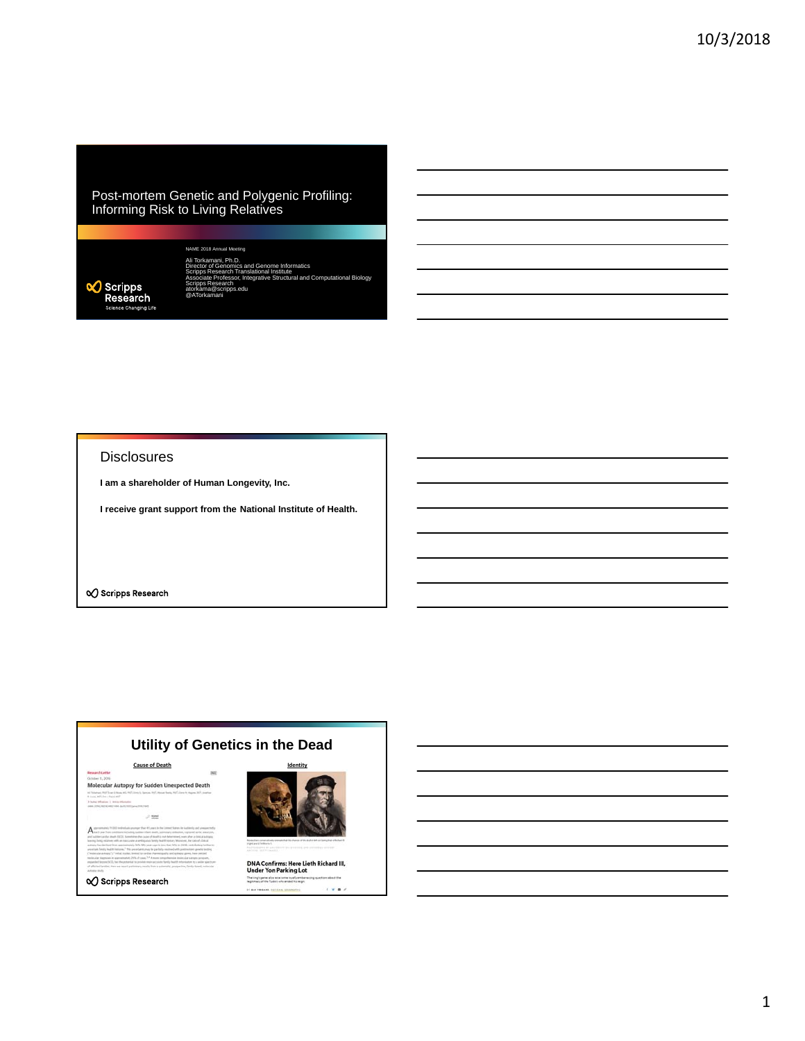## Post-mortem Genetic and Polygenic Profiling: Informing Risk to Living Relatives

NAME 2018 Annual Meeting

Ali Torkamani, Ph.D.
Director of Genomics and Genome Informatics
Scripps Research Translational Institute
Associate Professor, Integrative Structural and Computational Biology
Scripps Research
atorkama@scripps.edu
@ATorkamani

Scripps Research
Science Changing Life

## Disclosures

**I am a shareholder of Human Longevity, Inc.**

**I receive grant support from the National Institute of Health.**

Scripps Research

## Utility of Genetics in the Dead

Cause of Death

Research Letter

Molecular Autopsy for Sudden Unexpected Death

Identity

DNA Confirms: Here Lieth Richard III, Under Yon Parking Lot

Scripps Research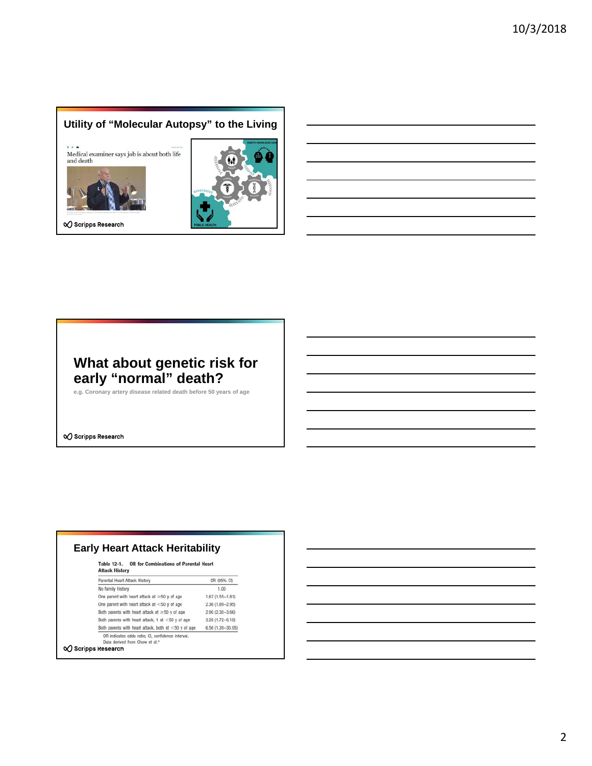## Utility of "Molecular Autopsy" to the Living

Medical examiner says job is about both life and death

Scripps Research

## What about genetic risk for early "normal" death?

e.g. Coronary artery disease related death before 50 years of age

Scripps Research

## Early Heart Attack Heritability

**Table 12-1. OR for Combinations of Parental Heart Attack History**

| Parental Heart Attack History | OR (95% CI) |
| --- | --- |
| No family history | 1.00 |
| One parent with heart attack at ≥50 y of age | 1.67 (1.55–1.81) |
| One parent with heart attack at <50 y of age | 2.36 (1.89–2.95) |
| Both parents with heart attack at ≥50 y of age | 2.90 (2.30–3.66) |
| Both parents with heart attack, 1 at <50 y of age | 3.26 (1.72–6.18) |
| Both parents with heart attack, both at <50 y of age | 6.56 (1.39–30.95) |

OR indicates odds ratio; CI, confidence interval.
Data derived from Chow et al.[4]

Scripps Research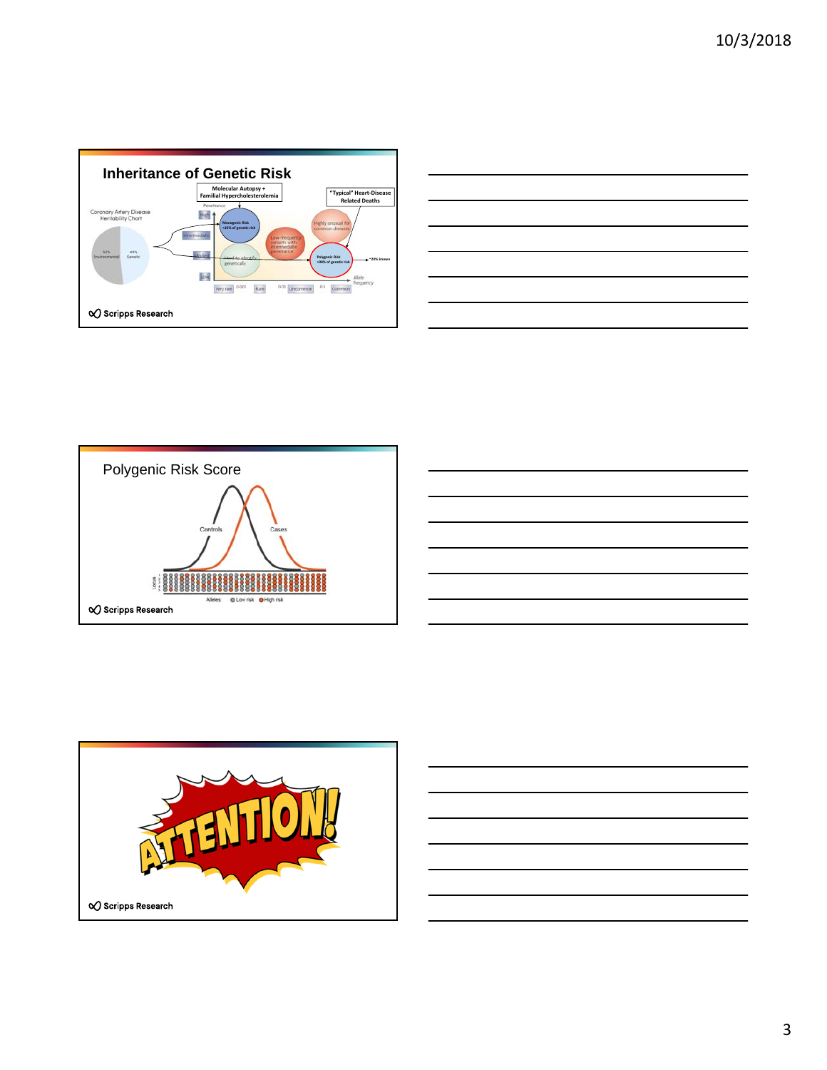## Inheritance of Genetic Risk

Molecular Autopsy + Familial Hypercholesterolemia

"Typical" Heart-Disease Related Deaths

Coronary Artery Disease Heritability Chart

52% Environmental

40% Genetic

Penetrance

High

Intermediate

Modest

Low

Monogenic Risk <10% of genetic risk

Low-frequency variants with intermediate penetrance

Highly unusual for common diseases

Hard to identify genetically

Polygenic Risk >90% of genetic risk

~20% known

Allele frequency

Very rare 0.001 Rare 0.01 Uncommon 0.1 Common

Scripps Research

## Polygenic Risk Score

Controls

Cases

Locus

Alleles Low risk High risk

Scripps Research

ATTENTION!

Scripps Research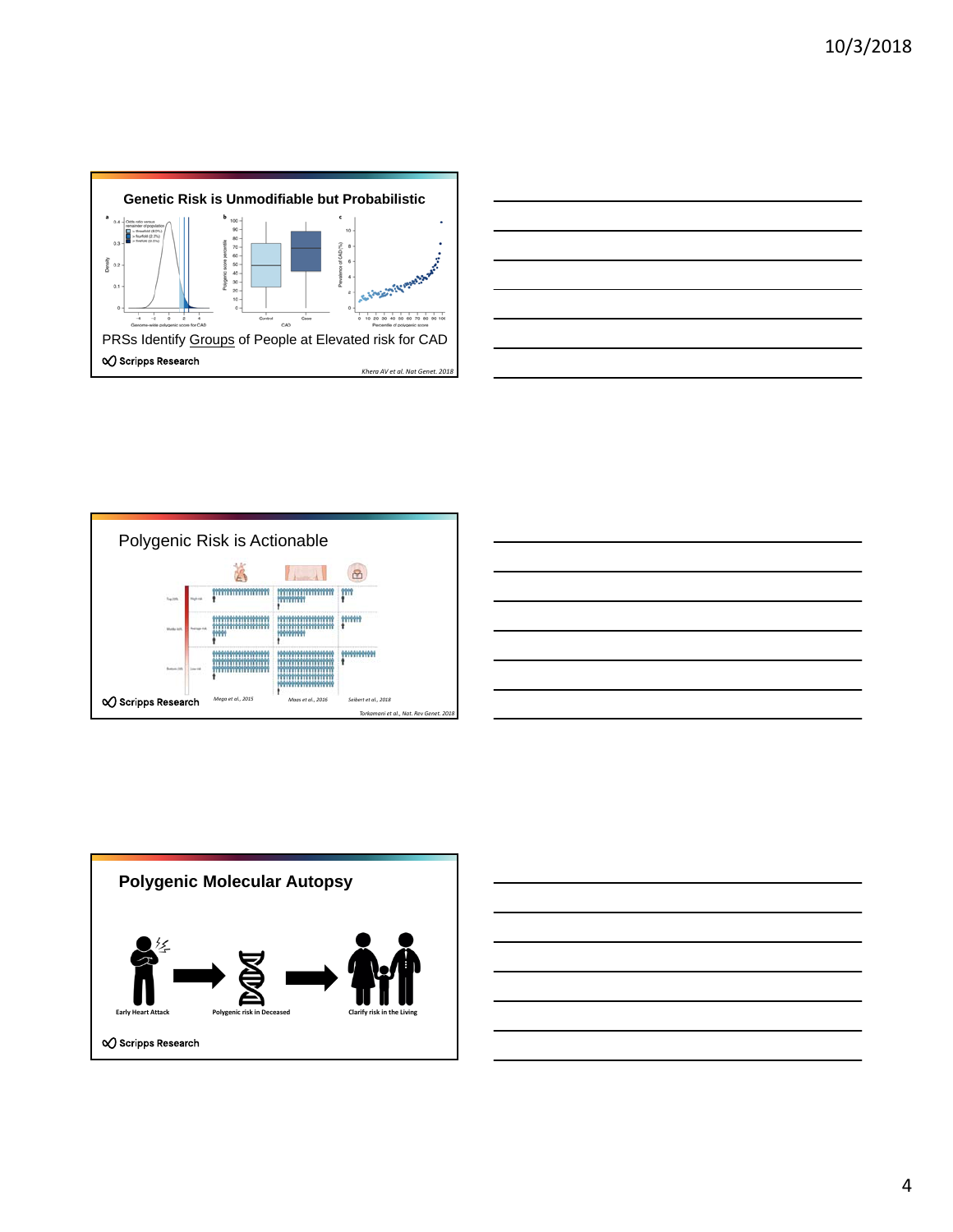## Genetic Risk is Unmodifiable but Probabilistic

PRSs Identify Groups of People at Elevated risk for CAD

Scripps Research

*Khera AV et al. Nat Genet. 2018*

## Polygenic Risk is Actionable

Scripps Research

*Mega et al., 2015*

*Maas et al., 2016*

*Seibert et al., 2018*

*Torkamani et al., Nat. Rev Genet. 2018*

## Polygenic Molecular Autopsy

Early Heart Attack → Polygenic risk in Deceased → Clarify risk in the Living

Scripps Research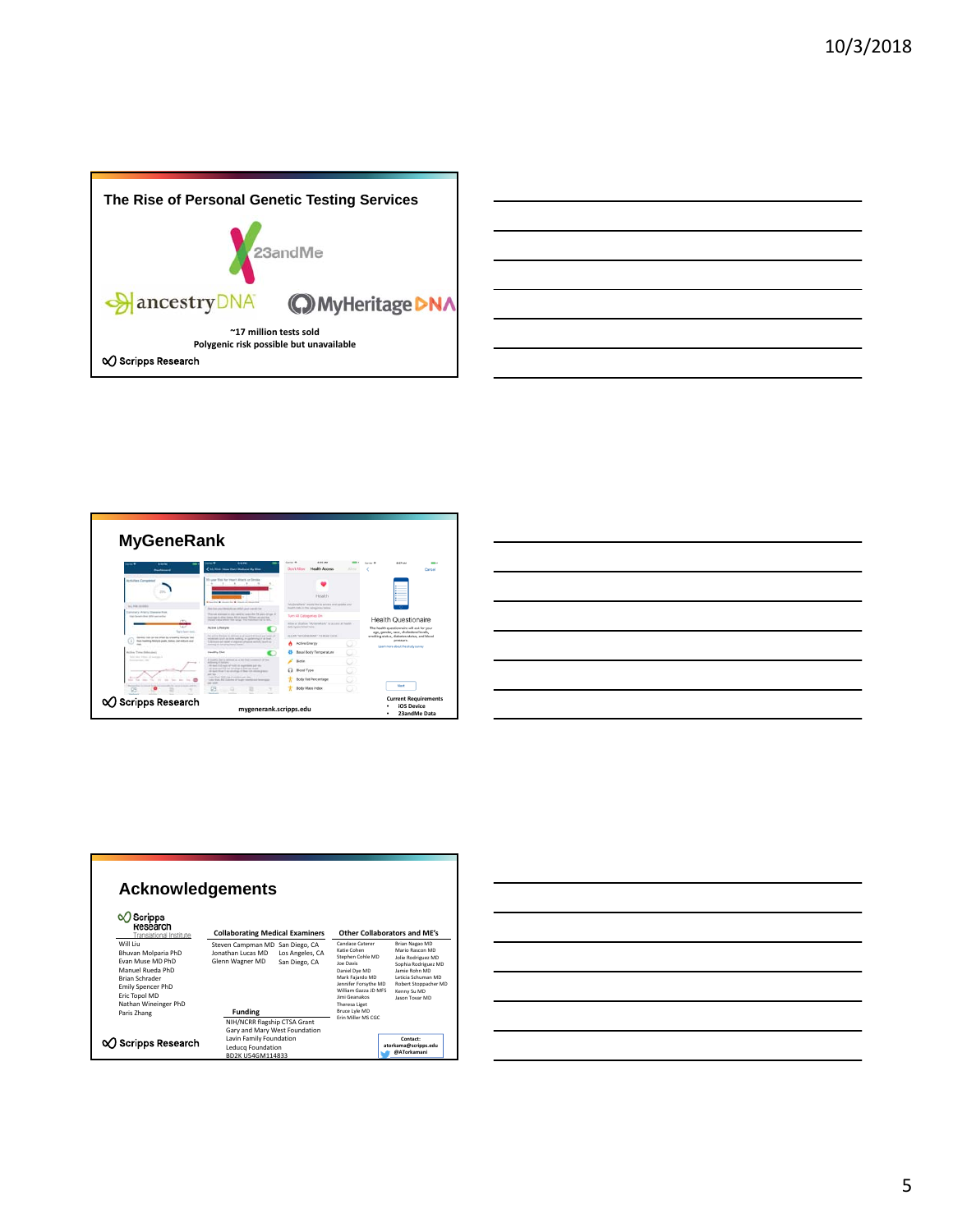## The Rise of Personal Genetic Testing Services

23andMe

ancestryDNA

MyHeritage DNA

~17 million tests sold

Polygenic risk possible but unavailable

Scripps Research

## MyGeneRank

Health Questionnaire

Scripps Research

mygenerank.scripps.edu

Current Requirements
- iOS Device
- 23andMe Data

## Acknowledgements

Scripps Research Translational Institute

Will Liu
Bhuvan Molparia PhD
Evan Muse MD PhD
Manuel Rueda PhD
Brian Schrader
Emily Spencer PhD
Eric Topol MD
Nathan Wineinger PhD
Paris Zhang

**Collaborating Medical Examiners**

| | |
|---|---|
| Steven Campman MD | San Diego, CA |
| Jonathan Lucas MD | Los Angeles, CA |
| Glenn Wagner MD | San Diego, CA |

**Other Collaborators and ME's**

Candace Caterer
Katie Cohen
Stephen Cohle MD
Joe Davis
Daniel Oye MD
Mark Fajardo MD
Jennifer Forsythe MD
William Gazza JD MFS
Jimi Geanakos
Theresa Liget
Bruce Lyle MD
Erin Miller MS CGC

Brian Nagao MD
Mario Rascon MD
Jolie Rodriguez MD
Sophia Rodriguez MD
Jamie Rohn MD
Leticia Schuman MD
Robert Stoppacher MD
Kenny Su MD
Jason Tovar MD

**Funding**

NIH/NCRR flagship CTSA Grant
Gary and Mary West Foundation
Lavin Family Foundation
Leducq Foundation
BD2K U54GM114833

Scripps Research

Contact:
atorkama@scripps.edu
@ATorkamani